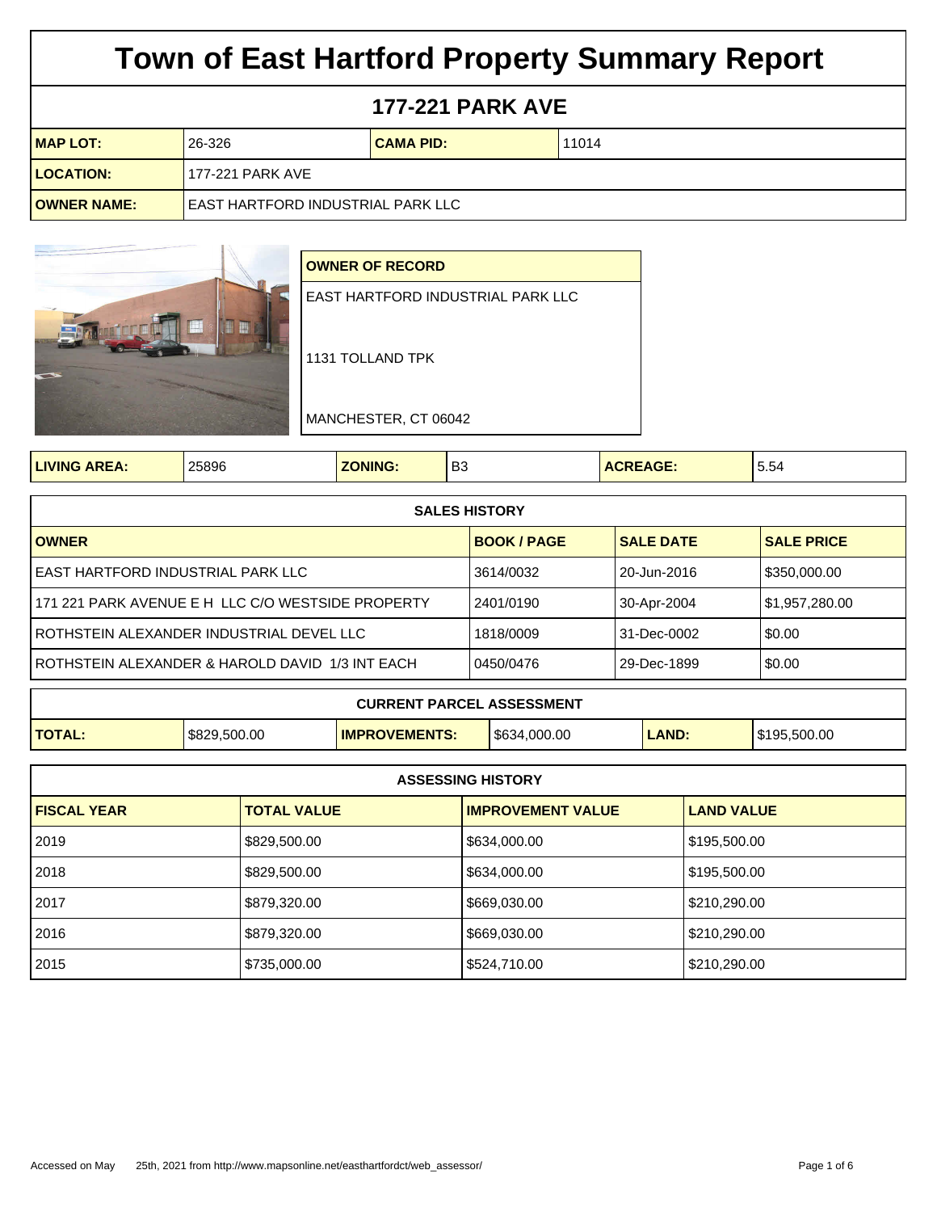# Town of East Hartford Property Summary Report

## 177-221 PARK AVE

| | | | |
|---|---|---|---|
| **MAP LOT:** | 26-326 | **CAMA PID:** | 11014 |
| **LOCATION:** | 177-221 PARK AVE | | |
| **OWNER NAME:** | EAST HARTFORD INDUSTRIAL PARK LLC | | |

| **OWNER OF RECORD** |
|---|
| EAST HARTFORD INDUSTRIAL PARK LLC |
| 1131 TOLLAND TPK |
| MANCHESTER, CT 06042 |

| | | | | | |
|---|---|---|---|---|---|
| **LIVING AREA:** | 25896 | **ZONING:** | B3 | **ACREAGE:** | 5.54 |

**SALES HISTORY**

| OWNER | BOOK / PAGE | SALE DATE | SALE PRICE |
|---|---|---|---|
| EAST HARTFORD INDUSTRIAL PARK LLC | 3614/0032 | 20-Jun-2016 | $350,000.00 |
| 171 221 PARK AVENUE E H LLC C/O WESTSIDE PROPERTY | 2401/0190 | 30-Apr-2004 | $1,957,280.00 |
| ROTHSTEIN ALEXANDER INDUSTRIAL DEVEL LLC | 1818/0009 | 31-Dec-0002 | $0.00 |
| ROTHSTEIN ALEXANDER & HAROLD DAVID 1/3 INT EACH | 0450/0476 | 29-Dec-1899 | $0.00 |

**CURRENT PARCEL ASSESSMENT**

| | | | | | |
|---|---|---|---|---|---|
| **TOTAL:** | $829,500.00 | **IMPROVEMENTS:** | $634,000.00 | **LAND:** | $195,500.00 |

**ASSESSING HISTORY**

| FISCAL YEAR | TOTAL VALUE | IMPROVEMENT VALUE | LAND VALUE |
|---|---|---|---|
| 2019 | $829,500.00 | $634,000.00 | $195,500.00 |
| 2018 | $829,500.00 | $634,000.00 | $195,500.00 |
| 2017 | $879,320.00 | $669,030.00 | $210,290.00 |
| 2016 | $879,320.00 | $669,030.00 | $210,290.00 |
| 2015 | $735,000.00 | $524,710.00 | $210,290.00 |

Accessed on May 25th, 2021 from http://www.mapsonline.net/easthartfordct/web_assessor/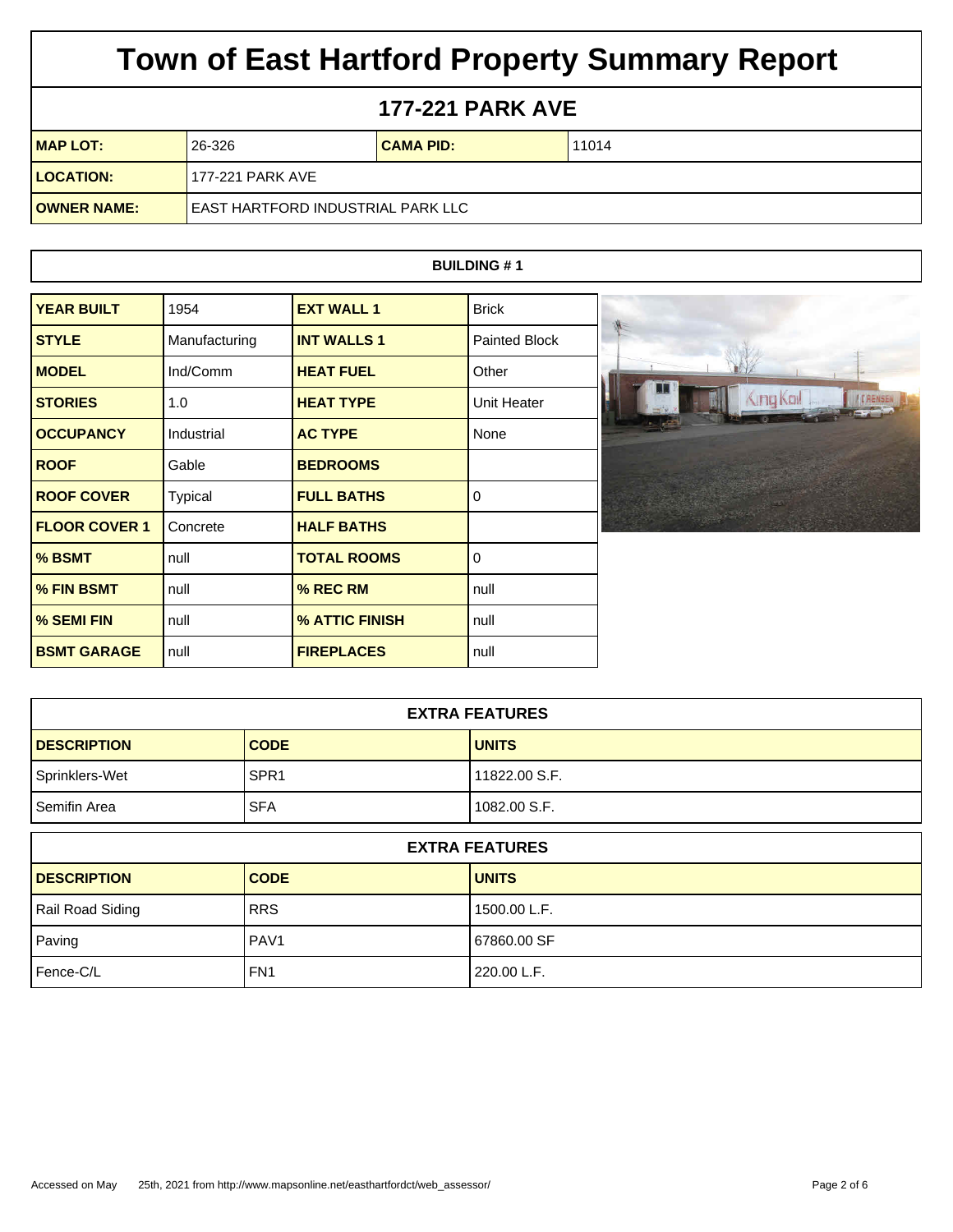# Town of East Hartford Property Summary Report

## 177-221 PARK AVE

| MAP LOT: | 26-326 | CAMA PID: | 11014 |
|---|---|---|---|
| LOCATION: | 177-221 PARK AVE | | |
| OWNER NAME: | EAST HARTFORD INDUSTRIAL PARK LLC | | |

### BUILDING # 1

| YEAR BUILT | 1954 | EXT WALL 1 | Brick |
|---|---|---|---|
| STYLE | Manufacturing | INT WALLS 1 | Painted Block |
| MODEL | Ind/Comm | HEAT FUEL | Other |
| STORIES | 1.0 | HEAT TYPE | Unit Heater |
| OCCUPANCY | Industrial | AC TYPE | None |
| ROOF | Gable | BEDROOMS | |
| ROOF COVER | Typical | FULL BATHS | 0 |
| FLOOR COVER 1 | Concrete | HALF BATHS | |
| % BSMT | null | TOTAL ROOMS | 0 |
| % FIN BSMT | null | % REC RM | null |
| % SEMI FIN | null | % ATTIC FINISH | null |
| BSMT GARAGE | null | FIREPLACES | null |

### EXTRA FEATURES

| DESCRIPTION | CODE | UNITS |
|---|---|---|
| Sprinklers-Wet | SPR1 | 11822.00 S.F. |
| Semifin Area | SFA | 1082.00 S.F. |

### EXTRA FEATURES

| DESCRIPTION | CODE | UNITS |
|---|---|---|
| Rail Road Siding | RRS | 1500.00 L.F. |
| Paving | PAV1 | 67860.00 SF |
| Fence-C/L | FN1 | 220.00 L.F. |

Accessed on May 25th, 2021 from http://www.mapsonline.net/easthartfordct/web_assessor/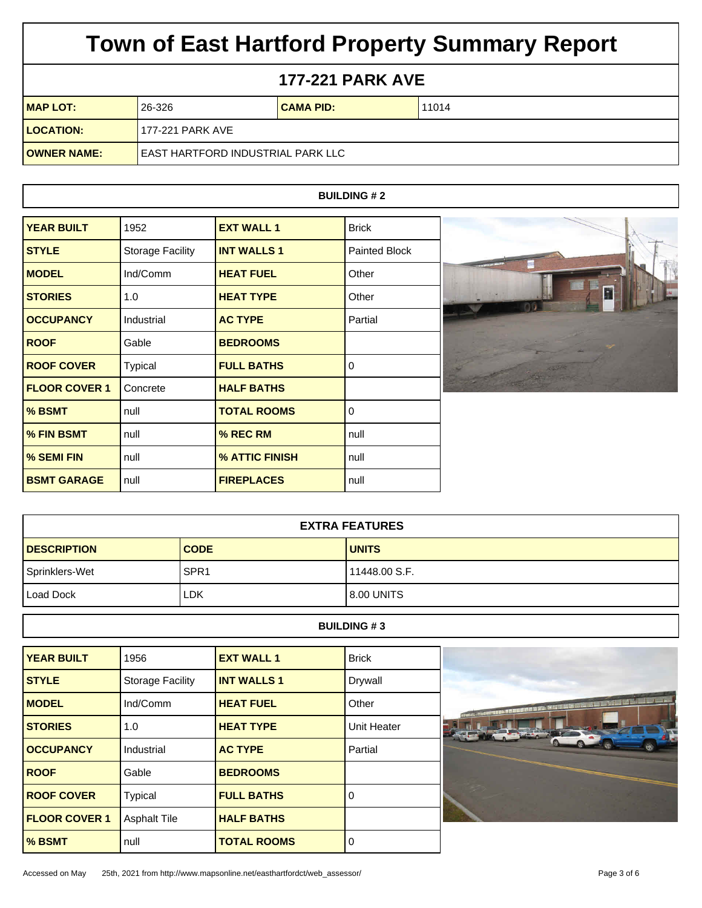# Town of East Hartford Property Summary Report

## 177-221 PARK AVE

| MAP LOT: | 26-326 | CAMA PID: | 11014 |
|---|---|---|---|
| LOCATION: | 177-221 PARK AVE | | |
| OWNER NAME: | EAST HARTFORD INDUSTRIAL PARK LLC | | |

### BUILDING # 2

| YEAR BUILT | 1952 | EXT WALL 1 | Brick |
|---|---|---|---|
| STYLE | Storage Facility | INT WALLS 1 | Painted Block |
| MODEL | Ind/Comm | HEAT FUEL | Other |
| STORIES | 1.0 | HEAT TYPE | Other |
| OCCUPANCY | Industrial | AC TYPE | Partial |
| ROOF | Gable | BEDROOMS | |
| ROOF COVER | Typical | FULL BATHS | 0 |
| FLOOR COVER 1 | Concrete | HALF BATHS | |
| % BSMT | null | TOTAL ROOMS | 0 |
| % FIN BSMT | null | % REC RM | null |
| % SEMI FIN | null | % ATTIC FINISH | null |
| BSMT GARAGE | null | FIREPLACES | null |

### EXTRA FEATURES

| DESCRIPTION | CODE | UNITS |
|---|---|---|
| Sprinklers-Wet | SPR1 | 11448.00 S.F. |
| Load Dock | LDK | 8.00 UNITS |

### BUILDING # 3

| YEAR BUILT | 1956 | EXT WALL 1 | Brick |
|---|---|---|---|
| STYLE | Storage Facility | INT WALLS 1 | Drywall |
| MODEL | Ind/Comm | HEAT FUEL | Other |
| STORIES | 1.0 | HEAT TYPE | Unit Heater |
| OCCUPANCY | Industrial | AC TYPE | Partial |
| ROOF | Gable | BEDROOMS | |
| ROOF COVER | Typical | FULL BATHS | 0 |
| FLOOR COVER 1 | Asphalt Tile | HALF BATHS | |
| % BSMT | null | TOTAL ROOMS | 0 |

Accessed on May 25th, 2021 from http://www.mapsonline.net/easthartfordct/web_assessor/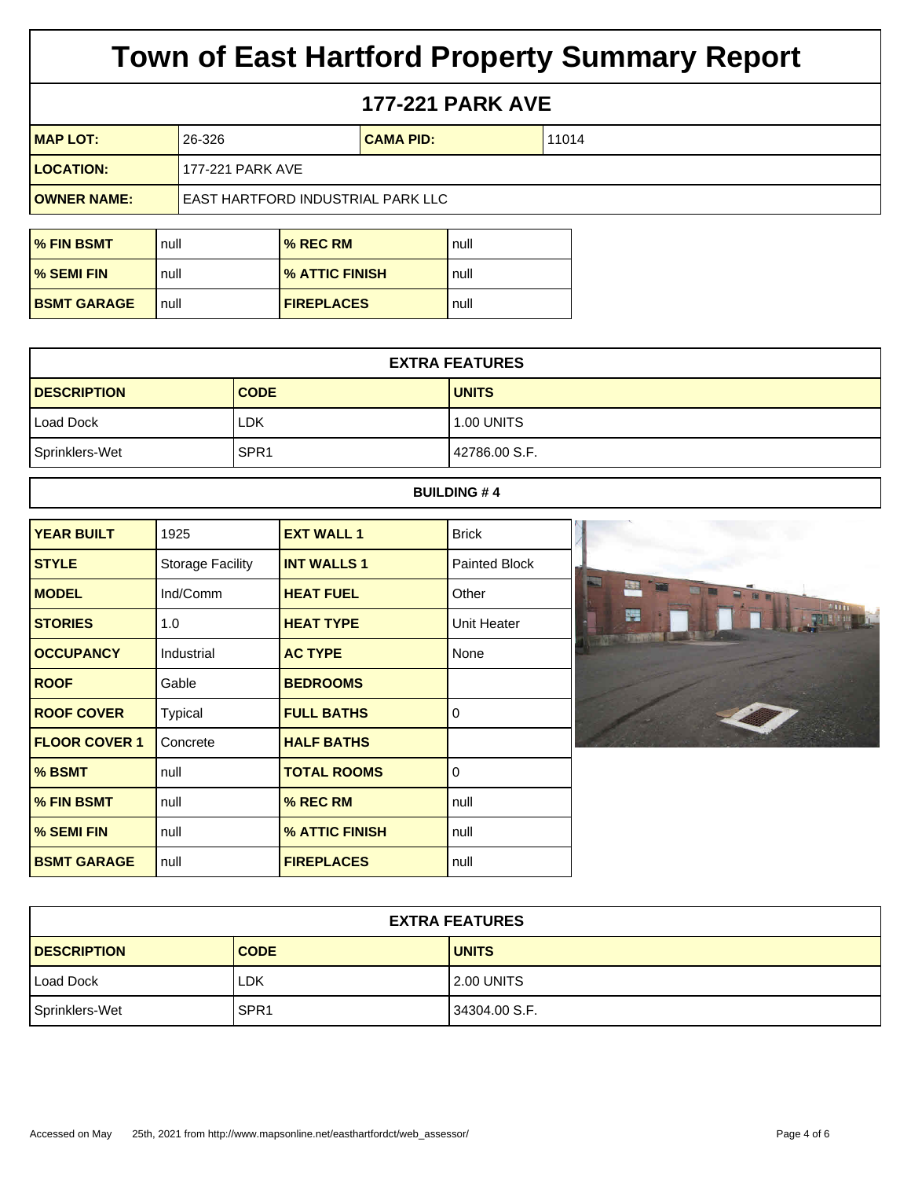# Town of East Hartford Property Summary Report

## 177-221 PARK AVE

| MAP LOT: | 26-326 | CAMA PID: | 11014 |
|---|---|---|---|
| LOCATION: | 177-221 PARK AVE | | |
| OWNER NAME: | EAST HARTFORD INDUSTRIAL PARK LLC | | |

| % FIN BSMT | null | % REC RM | null |
|---|---|---|---|
| % SEMI FIN | null | % ATTIC FINISH | null |
| BSMT GARAGE | null | FIREPLACES | null |

| EXTRA FEATURES | | |
|---|---|---|
| DESCRIPTION | CODE | UNITS |
| Load Dock | LDK | 1.00 UNITS |
| Sprinklers-Wet | SPR1 | 42786.00 S.F. |

### BUILDING # 4

| YEAR BUILT | 1925 | EXT WALL 1 | Brick |
|---|---|---|---|
| STYLE | Storage Facility | INT WALLS 1 | Painted Block |
| MODEL | Ind/Comm | HEAT FUEL | Other |
| STORIES | 1.0 | HEAT TYPE | Unit Heater |
| OCCUPANCY | Industrial | AC TYPE | None |
| ROOF | Gable | BEDROOMS | |
| ROOF COVER | Typical | FULL BATHS | 0 |
| FLOOR COVER 1 | Concrete | HALF BATHS | |
| % BSMT | null | TOTAL ROOMS | 0 |
| % FIN BSMT | null | % REC RM | null |
| % SEMI FIN | null | % ATTIC FINISH | null |
| BSMT GARAGE | null | FIREPLACES | null |

| EXTRA FEATURES | | |
|---|---|---|
| DESCRIPTION | CODE | UNITS |
| Load Dock | LDK | 2.00 UNITS |
| Sprinklers-Wet | SPR1 | 34304.00 S.F. |

Accessed on May 25th, 2021 from http://www.mapsonline.net/easthartfordct/web_assessor/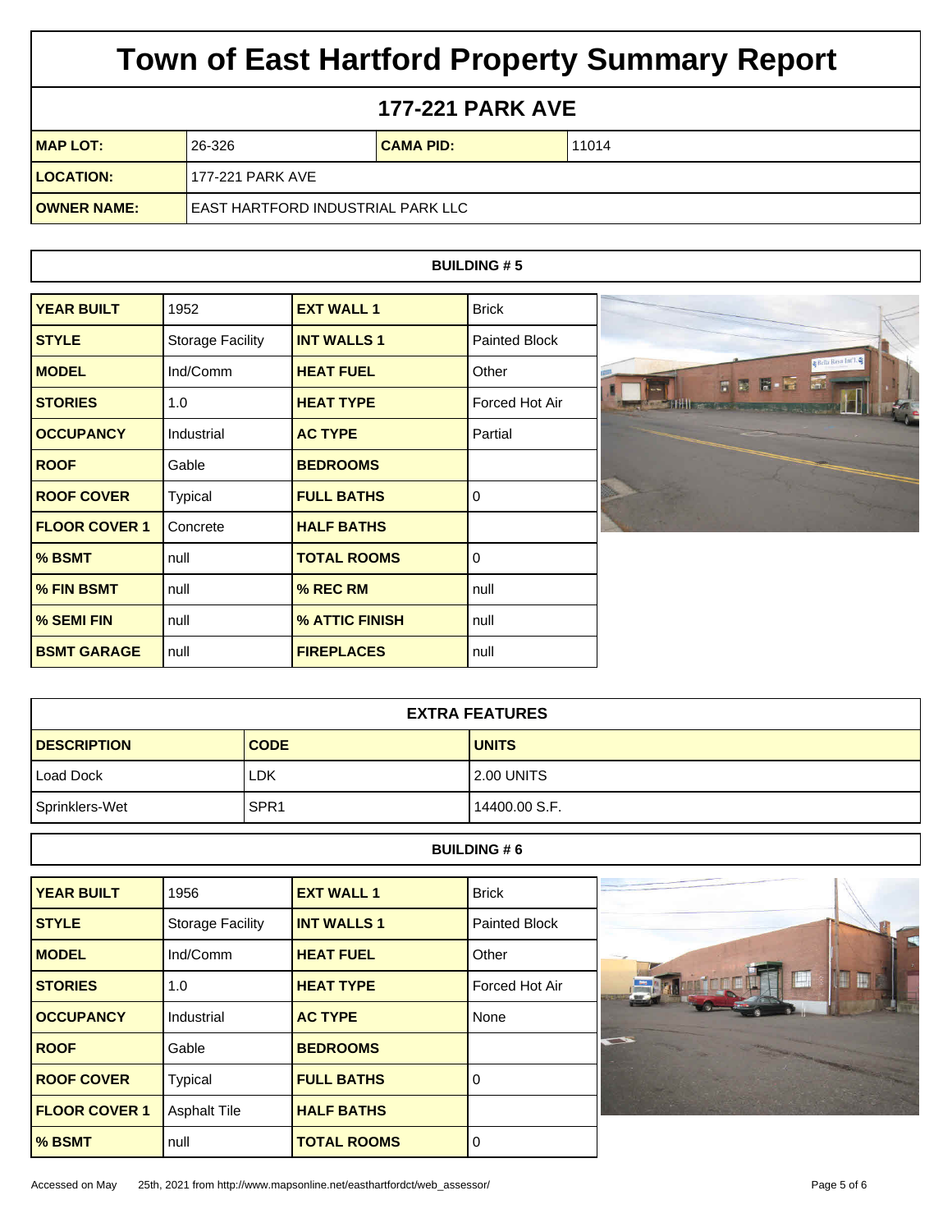# Town of East Hartford Property Summary Report

## 177-221 PARK AVE

| MAP LOT: | 26-326 | CAMA PID: | 11014 |
|---|---|---|---|
| LOCATION: | 177-221 PARK AVE | | |
| OWNER NAME: | EAST HARTFORD INDUSTRIAL PARK LLC | | |

### BUILDING # 5

| YEAR BUILT | 1952 | EXT WALL 1 | Brick |
|---|---|---|---|
| STYLE | Storage Facility | INT WALLS 1 | Painted Block |
| MODEL | Ind/Comm | HEAT FUEL | Other |
| STORIES | 1.0 | HEAT TYPE | Forced Hot Air |
| OCCUPANCY | Industrial | AC TYPE | Partial |
| ROOF | Gable | BEDROOMS | |
| ROOF COVER | Typical | FULL BATHS | 0 |
| FLOOR COVER 1 | Concrete | HALF BATHS | |
| % BSMT | null | TOTAL ROOMS | 0 |
| % FIN BSMT | null | % REC RM | null |
| % SEMI FIN | null | % ATTIC FINISH | null |
| BSMT GARAGE | null | FIREPLACES | null |

### EXTRA FEATURES

| DESCRIPTION | CODE | UNITS |
|---|---|---|
| Load Dock | LDK | 2.00 UNITS |
| Sprinklers-Wet | SPR1 | 14400.00 S.F. |

### BUILDING # 6

| YEAR BUILT | 1956 | EXT WALL 1 | Brick |
|---|---|---|---|
| STYLE | Storage Facility | INT WALLS 1 | Painted Block |
| MODEL | Ind/Comm | HEAT FUEL | Other |
| STORIES | 1.0 | HEAT TYPE | Forced Hot Air |
| OCCUPANCY | Industrial | AC TYPE | None |
| ROOF | Gable | BEDROOMS | |
| ROOF COVER | Typical | FULL BATHS | 0 |
| FLOOR COVER 1 | Asphalt Tile | HALF BATHS | |
| % BSMT | null | TOTAL ROOMS | 0 |

Accessed on May 25th, 2021 from http://www.mapsonline.net/easthartfordct/web_assessor/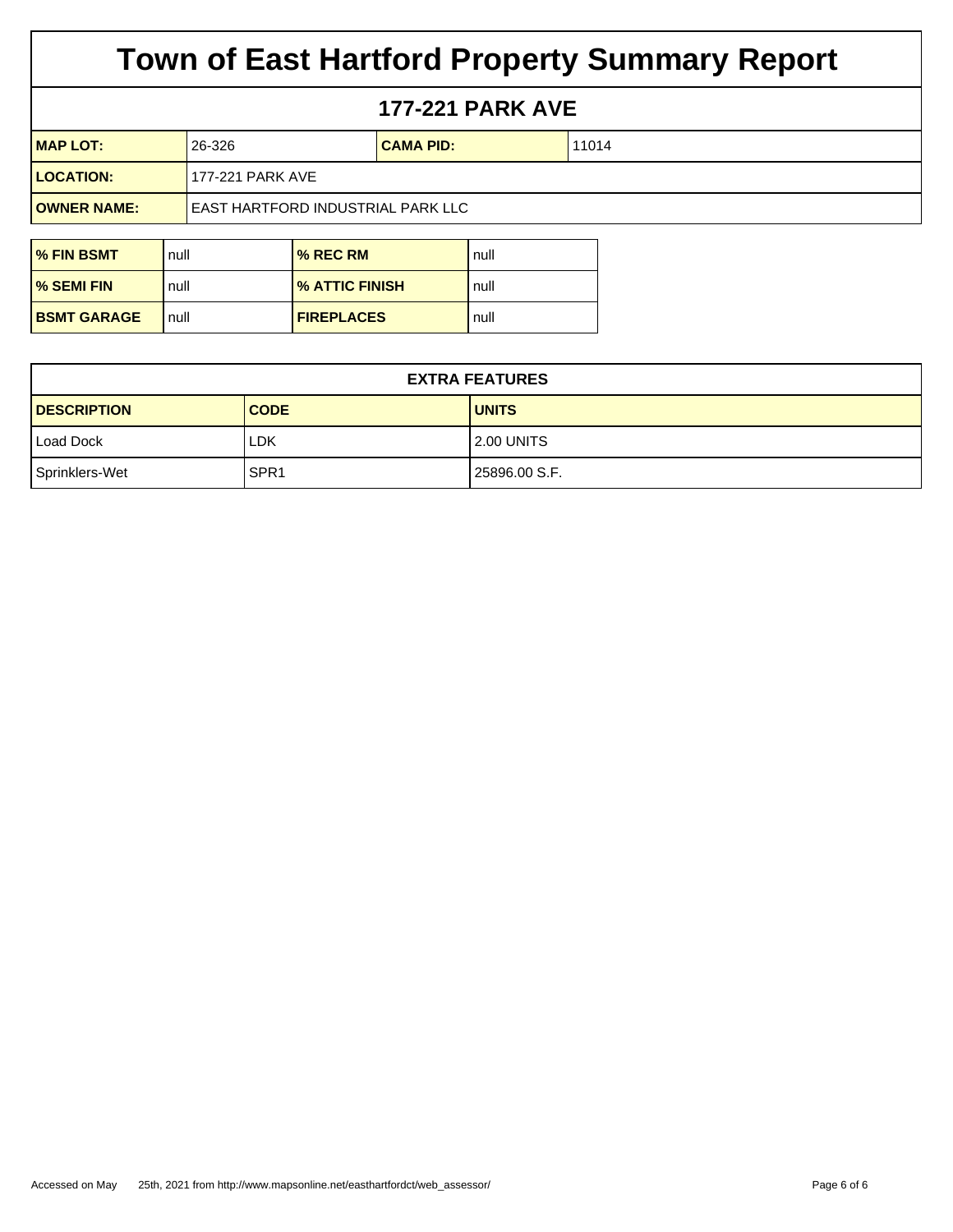# Town of East Hartford Property Summary Report

## 177-221 PARK AVE

| | | | |
|---|---|---|---|
| **MAP LOT:** | 26-326 | **CAMA PID:** | 11014 |
| **LOCATION:** | 177-221 PARK AVE | | |
| **OWNER NAME:** | EAST HARTFORD INDUSTRIAL PARK LLC | | |

| | | | |
|---|---|---|---|
| **% FIN BSMT** | null | **% REC RM** | null |
| **% SEMI FIN** | null | **% ATTIC FINISH** | null |
| **BSMT GARAGE** | null | **FIREPLACES** | null |

### EXTRA FEATURES

| DESCRIPTION | CODE | UNITS |
|---|---|---|
| Load Dock | LDK | 2.00 UNITS |
| Sprinklers-Wet | SPR1 | 25896.00 S.F. |

Accessed on May 25th, 2021 from http://www.mapsonline.net/easthartfordct/web_assessor/